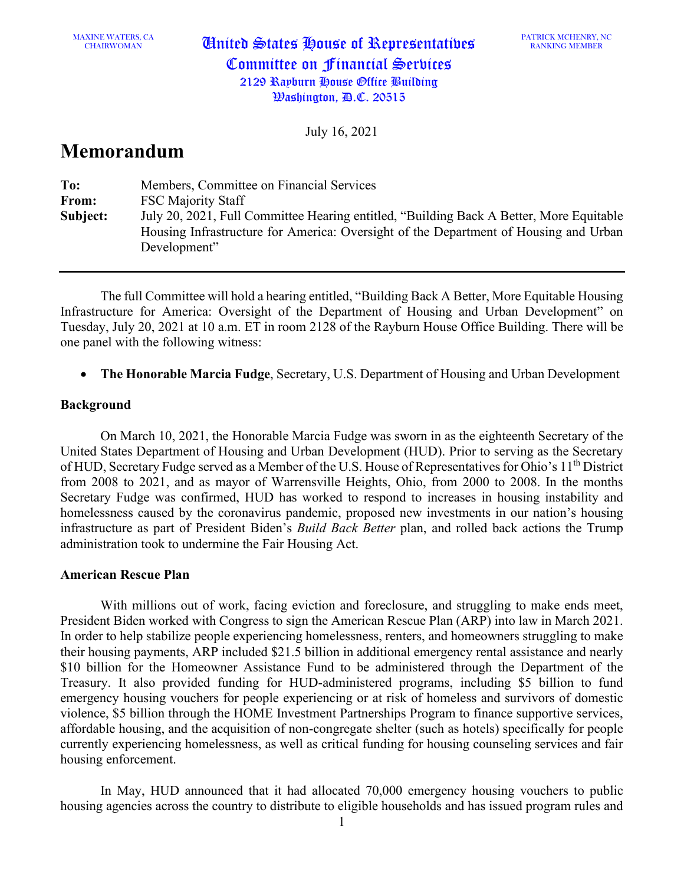MAXINE WATERS, CA
CHAIRWOMAN

**United States House of Representatives**
**Committee on Financial Services**
2129 Rayburn House Office Building
Washington, D.C. 20515

PATRICK MCHENRY, NC
RANKING MEMBER

July 16, 2021

# Memorandum

**To:** Members, Committee on Financial Services
**From:** FSC Majority Staff
**Subject:** July 20, 2021, Full Committee Hearing entitled, "Building Back A Better, More Equitable Housing Infrastructure for America: Oversight of the Department of Housing and Urban Development"

---

The full Committee will hold a hearing entitled, "Building Back A Better, More Equitable Housing Infrastructure for America: Oversight of the Department of Housing and Urban Development" on Tuesday, July 20, 2021 at 10 a.m. ET in room 2128 of the Rayburn House Office Building. There will be one panel with the following witness:

- **The Honorable Marcia Fudge**, Secretary, U.S. Department of Housing and Urban Development

## Background

On March 10, 2021, the Honorable Marcia Fudge was sworn in as the eighteenth Secretary of the United States Department of Housing and Urban Development (HUD). Prior to serving as the Secretary of HUD, Secretary Fudge served as a Member of the U.S. House of Representatives for Ohio's 11th District from 2008 to 2021, and as mayor of Warrensville Heights, Ohio, from 2000 to 2008. In the months Secretary Fudge was confirmed, HUD has worked to respond to increases in housing instability and homelessness caused by the coronavirus pandemic, proposed new investments in our nation's housing infrastructure as part of President Biden's *Build Back Better* plan, and rolled back actions the Trump administration took to undermine the Fair Housing Act.

## American Rescue Plan

With millions out of work, facing eviction and foreclosure, and struggling to make ends meet, President Biden worked with Congress to sign the American Rescue Plan (ARP) into law in March 2021. In order to help stabilize people experiencing homelessness, renters, and homeowners struggling to make their housing payments, ARP included $21.5 billion in additional emergency rental assistance and nearly $10 billion for the Homeowner Assistance Fund to be administered through the Department of the Treasury. It also provided funding for HUD-administered programs, including $5 billion to fund emergency housing vouchers for people experiencing or at risk of homeless and survivors of domestic violence, $5 billion through the HOME Investment Partnerships Program to finance supportive services, affordable housing, and the acquisition of non-congregate shelter (such as hotels) specifically for people currently experiencing homelessness, as well as critical funding for housing counseling services and fair housing enforcement.

In May, HUD announced that it had allocated 70,000 emergency housing vouchers to public housing agencies across the country to distribute to eligible households and has issued program rules and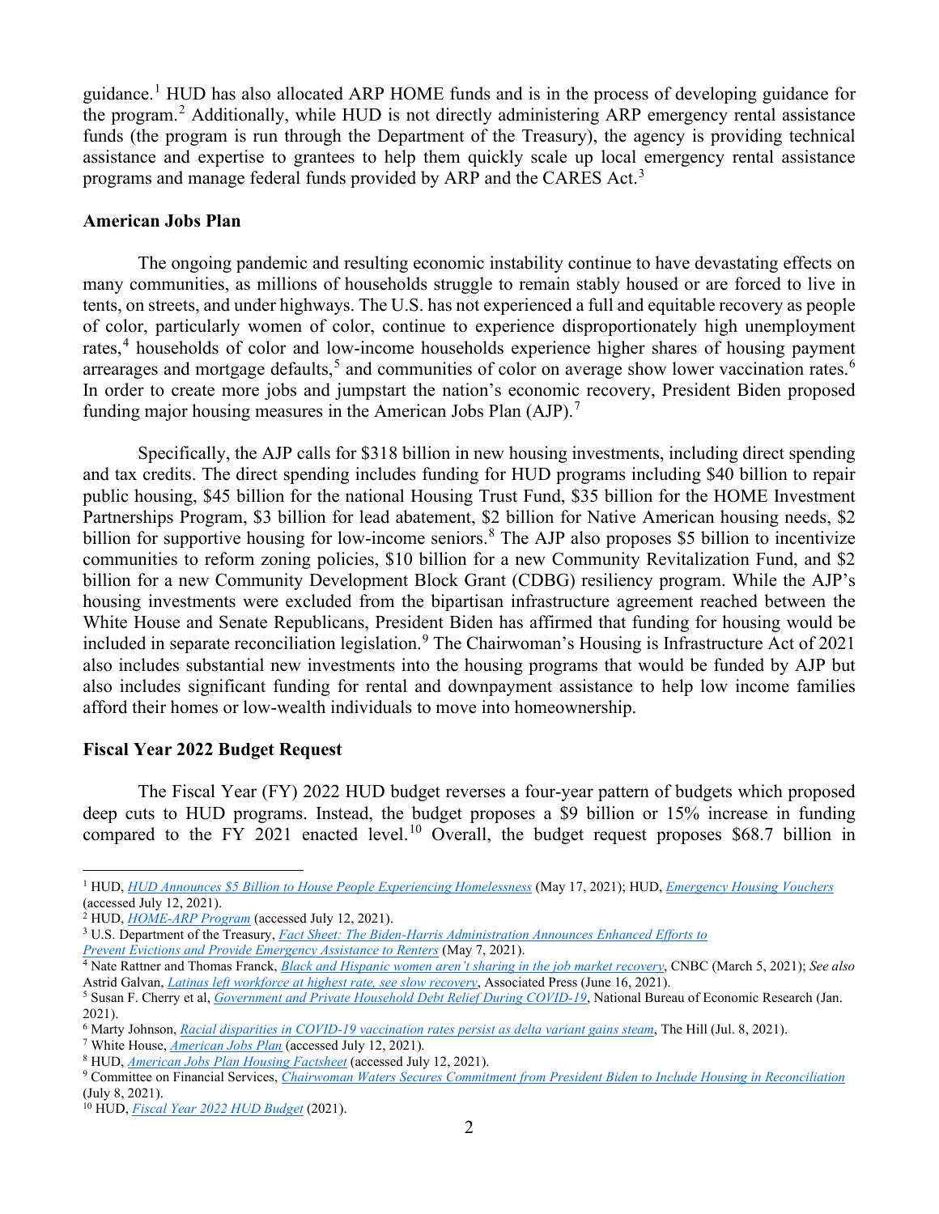guidance.[1] HUD has also allocated ARP HOME funds and is in the process of developing guidance for the program.[2] Additionally, while HUD is not directly administering ARP emergency rental assistance funds (the program is run through the Department of the Treasury), the agency is providing technical assistance and expertise to grantees to help them quickly scale up local emergency rental assistance programs and manage federal funds provided by ARP and the CARES Act.[3]

**American Jobs Plan**

The ongoing pandemic and resulting economic instability continue to have devastating effects on many communities, as millions of households struggle to remain stably housed or are forced to live in tents, on streets, and under highways. The U.S. has not experienced a full and equitable recovery as people of color, particularly women of color, continue to experience disproportionately high unemployment rates,[4] households of color and low-income households experience higher shares of housing payment arrearages and mortgage defaults,[5] and communities of color on average show lower vaccination rates.[6] In order to create more jobs and jumpstart the nation's economic recovery, President Biden proposed funding major housing measures in the American Jobs Plan (AJP).[7]

Specifically, the AJP calls for $318 billion in new housing investments, including direct spending and tax credits. The direct spending includes funding for HUD programs including $40 billion to repair public housing, $45 billion for the national Housing Trust Fund, $35 billion for the HOME Investment Partnerships Program, $3 billion for lead abatement, $2 billion for Native American housing needs, $2 billion for supportive housing for low-income seniors.[8] The AJP also proposes $5 billion to incentivize communities to reform zoning policies, $10 billion for a new Community Revitalization Fund, and $2 billion for a new Community Development Block Grant (CDBG) resiliency program. While the AJP's housing investments were excluded from the bipartisan infrastructure agreement reached between the White House and Senate Republicans, President Biden has affirmed that funding for housing would be included in separate reconciliation legislation.[9] The Chairwoman's Housing is Infrastructure Act of 2021 also includes substantial new investments into the housing programs that would be funded by AJP but also includes significant funding for rental and downpayment assistance to help low income families afford their homes or low-wealth individuals to move into homeownership.

**Fiscal Year 2022 Budget Request**

The Fiscal Year (FY) 2022 HUD budget reverses a four-year pattern of budgets which proposed deep cuts to HUD programs. Instead, the budget proposes a $9 billion or 15% increase in funding compared to the FY 2021 enacted level.[10] Overall, the budget request proposes $68.7 billion in

---

[1] HUD, *HUD Announces $5 Billion to House People Experiencing Homelessness* (May 17, 2021); HUD, *Emergency Housing Vouchers* (accessed July 12, 2021).

[2] HUD, *HOME-ARP Program* (accessed July 12, 2021).

[3] U.S. Department of the Treasury, *Fact Sheet: The Biden-Harris Administration Announces Enhanced Efforts to Prevent Evictions and Provide Emergency Assistance to Renters* (May 7, 2021).

[4] Nate Rattner and Thomas Franck, *Black and Hispanic women aren't sharing in the job market recovery*, CNBC (March 5, 2021); *See also* Astrid Galvan, *Latinas left workforce at highest rate, see slow recovery*, Associated Press (June 16, 2021).

[5] Susan F. Cherry et al, *Government and Private Household Debt Relief During COVID-19*, National Bureau of Economic Research (Jan. 2021).

[6] Marty Johnson, *Racial disparities in COVID-19 vaccination rates persist as delta variant gains steam*, The Hill (Jul. 8, 2021).

[7] White House, *American Jobs Plan* (accessed July 12, 2021).

[8] HUD, *American Jobs Plan Housing Factsheet* (accessed July 12, 2021).

[9] Committee on Financial Services, *Chairwoman Waters Secures Commitment from President Biden to Include Housing in Reconciliation* (July 8, 2021).

[10] HUD, *Fiscal Year 2022 HUD Budget* (2021).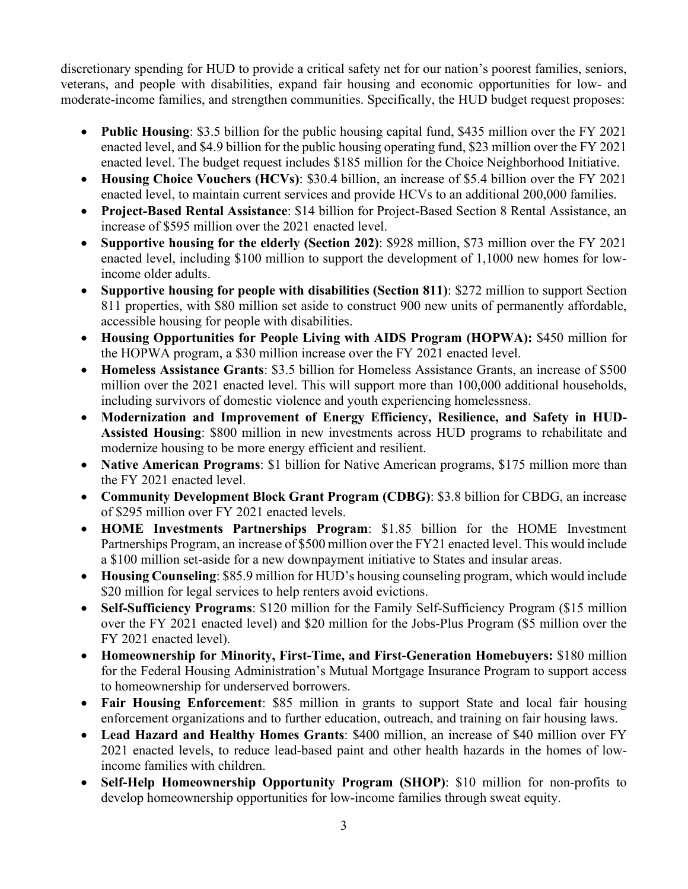discretionary spending for HUD to provide a critical safety net for our nation's poorest families, seniors, veterans, and people with disabilities, expand fair housing and economic opportunities for low- and moderate-income families, and strengthen communities. Specifically, the HUD budget request proposes:

- **Public Housing**: $3.5 billion for the public housing capital fund, $435 million over the FY 2021 enacted level, and $4.9 billion for the public housing operating fund, $23 million over the FY 2021 enacted level. The budget request includes $185 million for the Choice Neighborhood Initiative.
- **Housing Choice Vouchers (HCVs)**: $30.4 billion, an increase of $5.4 billion over the FY 2021 enacted level, to maintain current services and provide HCVs to an additional 200,000 families.
- **Project-Based Rental Assistance**: $14 billion for Project-Based Section 8 Rental Assistance, an increase of $595 million over the 2021 enacted level.
- **Supportive housing for the elderly (Section 202)**: $928 million, $73 million over the FY 2021 enacted level, including $100 million to support the development of 1,1000 new homes for low-income older adults.
- **Supportive housing for people with disabilities (Section 811)**: $272 million to support Section 811 properties, with $80 million set aside to construct 900 new units of permanently affordable, accessible housing for people with disabilities.
- **Housing Opportunities for People Living with AIDS Program (HOPWA):** $450 million for the HOPWA program, a $30 million increase over the FY 2021 enacted level.
- **Homeless Assistance Grants**: $3.5 billion for Homeless Assistance Grants, an increase of $500 million over the 2021 enacted level. This will support more than 100,000 additional households, including survivors of domestic violence and youth experiencing homelessness.
- **Modernization and Improvement of Energy Efficiency, Resilience, and Safety in HUD-Assisted Housing**: $800 million in new investments across HUD programs to rehabilitate and modernize housing to be more energy efficient and resilient.
- **Native American Programs**: $1 billion for Native American programs, $175 million more than the FY 2021 enacted level.
- **Community Development Block Grant Program (CDBG)**: $3.8 billion for CBDG, an increase of $295 million over FY 2021 enacted levels.
- **HOME Investments Partnerships Program**: $1.85 billion for the HOME Investment Partnerships Program, an increase of $500 million over the FY21 enacted level. This would include a $100 million set-aside for a new downpayment initiative to States and insular areas.
- **Housing Counseling**: $85.9 million for HUD's housing counseling program, which would include $20 million for legal services to help renters avoid evictions.
- **Self-Sufficiency Programs**: $120 million for the Family Self-Sufficiency Program ($15 million over the FY 2021 enacted level) and $20 million for the Jobs-Plus Program ($5 million over the FY 2021 enacted level).
- **Homeownership for Minority, First-Time, and First-Generation Homebuyers:** $180 million for the Federal Housing Administration's Mutual Mortgage Insurance Program to support access to homeownership for underserved borrowers.
- **Fair Housing Enforcement**: $85 million in grants to support State and local fair housing enforcement organizations and to further education, outreach, and training on fair housing laws.
- **Lead Hazard and Healthy Homes Grants**: $400 million, an increase of $40 million over FY 2021 enacted levels, to reduce lead-based paint and other health hazards in the homes of low-income families with children.
- **Self-Help Homeownership Opportunity Program (SHOP)**: $10 million for non-profits to develop homeownership opportunities for low-income families through sweat equity.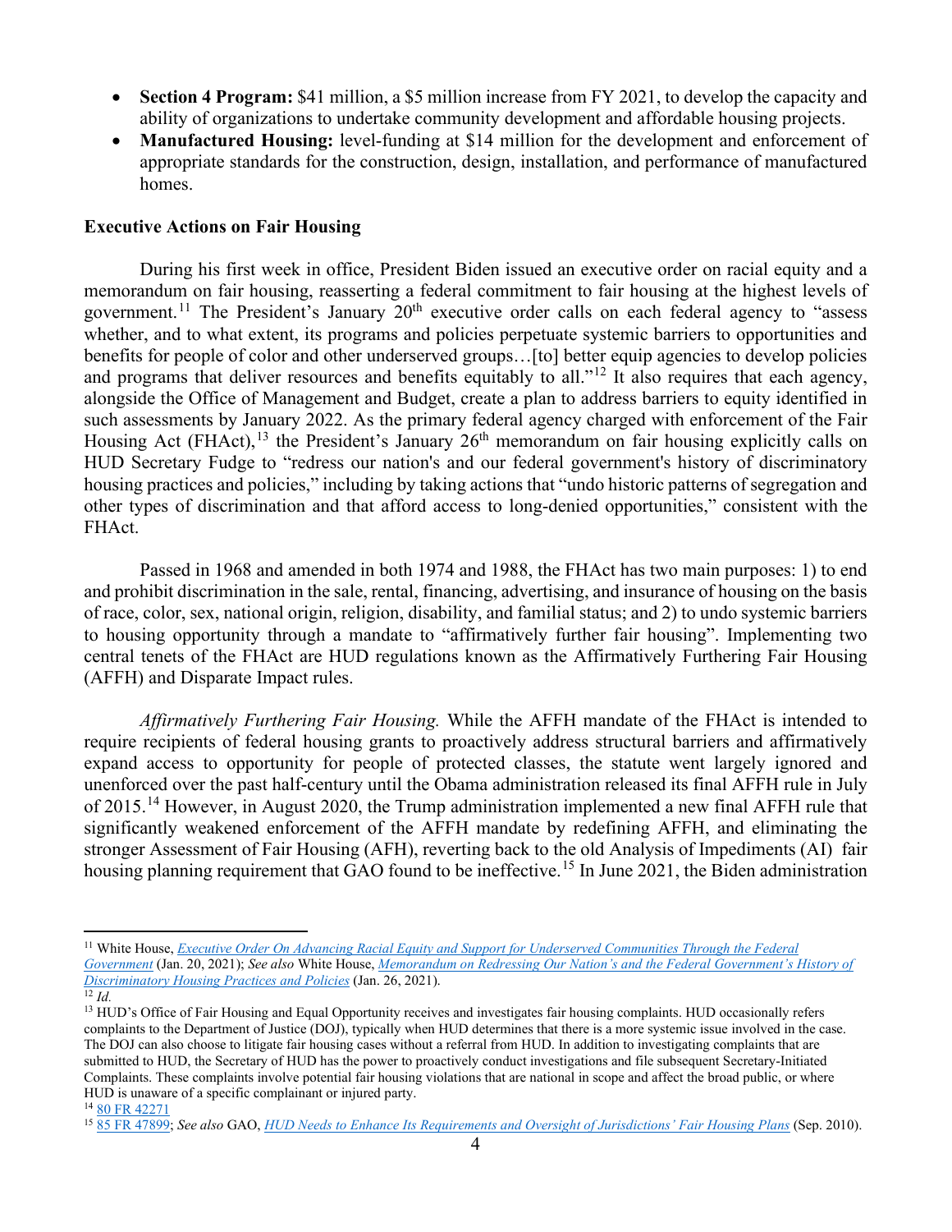- **Section 4 Program:** $41 million, a $5 million increase from FY 2021, to develop the capacity and ability of organizations to undertake community development and affordable housing projects.
- **Manufactured Housing:** level-funding at $14 million for the development and enforcement of appropriate standards for the construction, design, installation, and performance of manufactured homes.

**Executive Actions on Fair Housing**

During his first week in office, President Biden issued an executive order on racial equity and a memorandum on fair housing, reasserting a federal commitment to fair housing at the highest levels of government.[11] The President's January 20th executive order calls on each federal agency to "assess whether, and to what extent, its programs and policies perpetuate systemic barriers to opportunities and benefits for people of color and other underserved groups…[to] better equip agencies to develop policies and programs that deliver resources and benefits equitably to all."[12] It also requires that each agency, alongside the Office of Management and Budget, create a plan to address barriers to equity identified in such assessments by January 2022. As the primary federal agency charged with enforcement of the Fair Housing Act (FHAct),[13] the President's January 26th memorandum on fair housing explicitly calls on HUD Secretary Fudge to "redress our nation's and our federal government's history of discriminatory housing practices and policies," including by taking actions that "undo historic patterns of segregation and other types of discrimination and that afford access to long-denied opportunities," consistent with the FHAct.

Passed in 1968 and amended in both 1974 and 1988, the FHAct has two main purposes: 1) to end and prohibit discrimination in the sale, rental, financing, advertising, and insurance of housing on the basis of race, color, sex, national origin, religion, disability, and familial status; and 2) to undo systemic barriers to housing opportunity through a mandate to "affirmatively further fair housing". Implementing two central tenets of the FHAct are HUD regulations known as the Affirmatively Furthering Fair Housing (AFFH) and Disparate Impact rules.

*Affirmatively Furthering Fair Housing.* While the AFFH mandate of the FHAct is intended to require recipients of federal housing grants to proactively address structural barriers and affirmatively expand access to opportunity for people of protected classes, the statute went largely ignored and unenforced over the past half-century until the Obama administration released its final AFFH rule in July of 2015.[14] However, in August 2020, the Trump administration implemented a new final AFFH rule that significantly weakened enforcement of the AFFH mandate by redefining AFFH, and eliminating the stronger Assessment of Fair Housing (AFH), reverting back to the old Analysis of Impediments (AI) fair housing planning requirement that GAO found to be ineffective.[15] In June 2021, the Biden administration

---

[11] White House, *Executive Order On Advancing Racial Equity and Support for Underserved Communities Through the Federal Government* (Jan. 20, 2021); *See also* White House, *Memorandum on Redressing Our Nation's and the Federal Government's History of Discriminatory Housing Practices and Policies* (Jan. 26, 2021).

[12] *Id.*

[13] HUD's Office of Fair Housing and Equal Opportunity receives and investigates fair housing complaints. HUD occasionally refers complaints to the Department of Justice (DOJ), typically when HUD determines that there is a more systemic issue involved in the case. The DOJ can also choose to litigate fair housing cases without a referral from HUD. In addition to investigating complaints that are submitted to HUD, the Secretary of HUD has the power to proactively conduct investigations and file subsequent Secretary-Initiated Complaints. These complaints involve potential fair housing violations that are national in scope and affect the broad public, or where HUD is unaware of a specific complainant or injured party.

[14] 80 FR 42271

[15] 85 FR 47899; *See also* GAO, *HUD Needs to Enhance Its Requirements and Oversight of Jurisdictions' Fair Housing Plans* (Sep. 2010).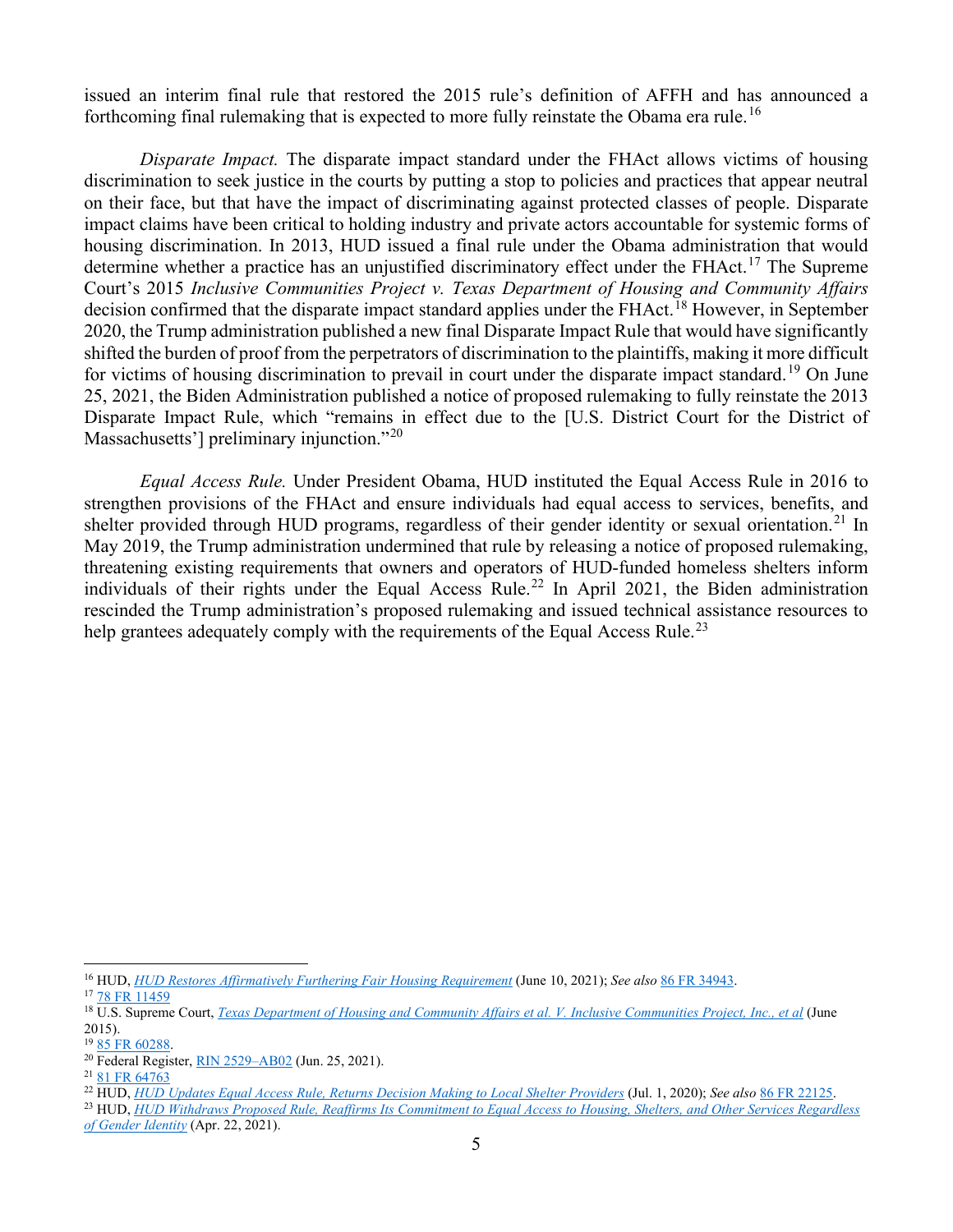issued an interim final rule that restored the 2015 rule's definition of AFFH and has announced a forthcoming final rulemaking that is expected to more fully reinstate the Obama era rule.[16]

*Disparate Impact.* The disparate impact standard under the FHAct allows victims of housing discrimination to seek justice in the courts by putting a stop to policies and practices that appear neutral on their face, but that have the impact of discriminating against protected classes of people. Disparate impact claims have been critical to holding industry and private actors accountable for systemic forms of housing discrimination. In 2013, HUD issued a final rule under the Obama administration that would determine whether a practice has an unjustified discriminatory effect under the FHAct.[17] The Supreme Court's 2015 *Inclusive Communities Project v. Texas Department of Housing and Community Affairs* decision confirmed that the disparate impact standard applies under the FHAct.[18] However, in September 2020, the Trump administration published a new final Disparate Impact Rule that would have significantly shifted the burden of proof from the perpetrators of discrimination to the plaintiffs, making it more difficult for victims of housing discrimination to prevail in court under the disparate impact standard.[19] On June 25, 2021, the Biden Administration published a notice of proposed rulemaking to fully reinstate the 2013 Disparate Impact Rule, which "remains in effect due to the [U.S. District Court for the District of Massachusetts'] preliminary injunction."[20]

*Equal Access Rule.* Under President Obama, HUD instituted the Equal Access Rule in 2016 to strengthen provisions of the FHAct and ensure individuals had equal access to services, benefits, and shelter provided through HUD programs, regardless of their gender identity or sexual orientation.[21] In May 2019, the Trump administration undermined that rule by releasing a notice of proposed rulemaking, threatening existing requirements that owners and operators of HUD-funded homeless shelters inform individuals of their rights under the Equal Access Rule.[22] In April 2021, the Biden administration rescinded the Trump administration's proposed rulemaking and issued technical assistance resources to help grantees adequately comply with the requirements of the Equal Access Rule.[23]

---

[16] HUD, *HUD Restores Affirmatively Furthering Fair Housing Requirement* (June 10, 2021); *See also* 86 FR 34943.

[17] 78 FR 11459

[18] U.S. Supreme Court, *Texas Department of Housing and Community Affairs et al. V. Inclusive Communities Project, Inc., et al* (June 2015).

[19] 85 FR 60288.

[20] Federal Register, RIN 2529–AB02 (Jun. 25, 2021).

[21] 81 FR 64763

[22] HUD, *HUD Updates Equal Access Rule, Returns Decision Making to Local Shelter Providers* (Jul. 1, 2020); *See also* 86 FR 22125.

[23] HUD, *HUD Withdraws Proposed Rule, Reaffirms Its Commitment to Equal Access to Housing, Shelters, and Other Services Regardless of Gender Identity* (Apr. 22, 2021).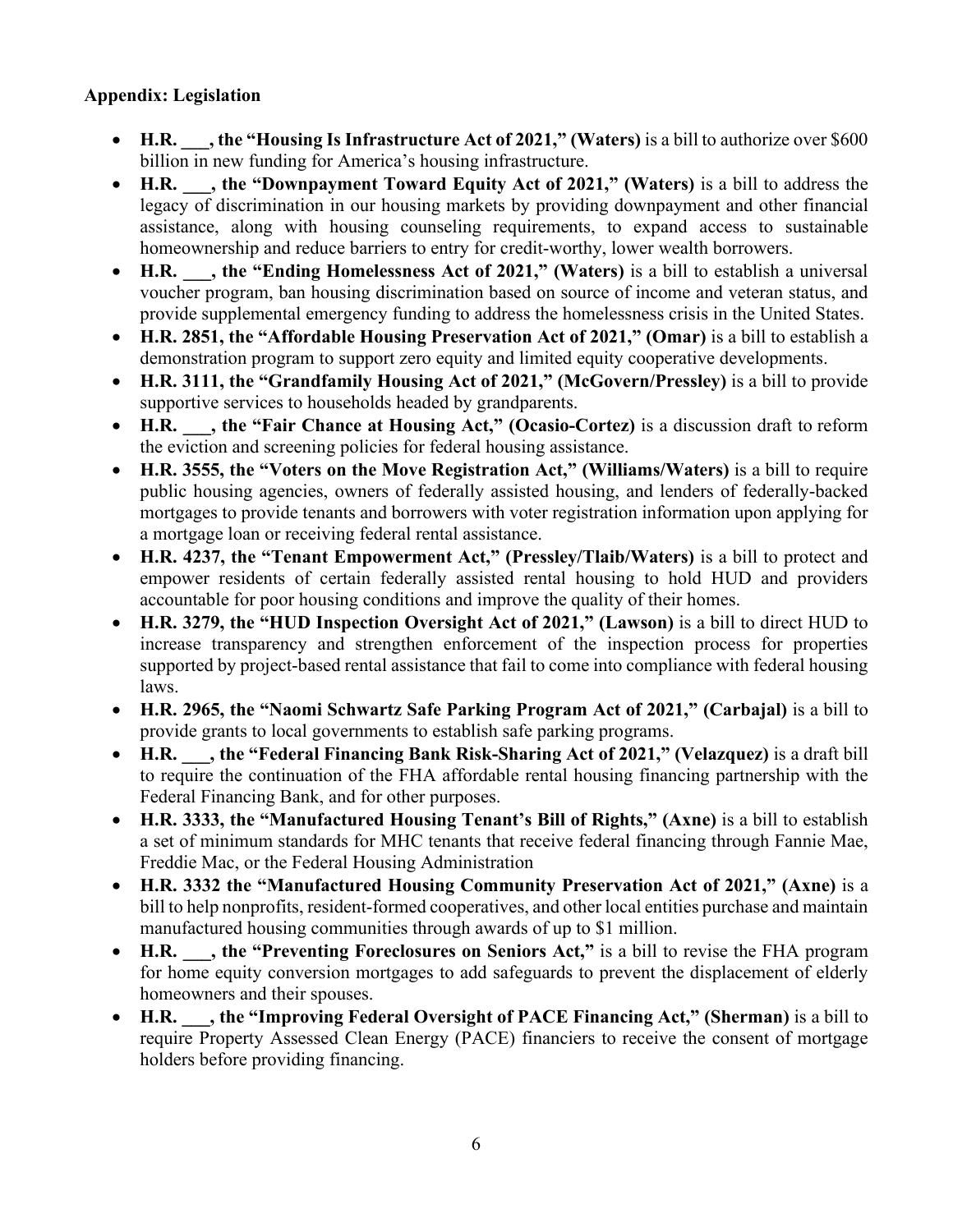**Appendix: Legislation**

- **H.R. ___, the "Housing Is Infrastructure Act of 2021," (Waters)** is a bill to authorize over $600 billion in new funding for America's housing infrastructure.
- **H.R. ___, the "Downpayment Toward Equity Act of 2021," (Waters)** is a bill to address the legacy of discrimination in our housing markets by providing downpayment and other financial assistance, along with housing counseling requirements, to expand access to sustainable homeownership and reduce barriers to entry for credit-worthy, lower wealth borrowers.
- **H.R. ___, the "Ending Homelessness Act of 2021," (Waters)** is a bill to establish a universal voucher program, ban housing discrimination based on source of income and veteran status, and provide supplemental emergency funding to address the homelessness crisis in the United States.
- **H.R. 2851, the "Affordable Housing Preservation Act of 2021," (Omar)** is a bill to establish a demonstration program to support zero equity and limited equity cooperative developments.
- **H.R. 3111, the "Grandfamily Housing Act of 2021," (McGovern/Pressley)** is a bill to provide supportive services to households headed by grandparents.
- **H.R. ___, the "Fair Chance at Housing Act," (Ocasio-Cortez)** is a discussion draft to reform the eviction and screening policies for federal housing assistance.
- **H.R. 3555, the "Voters on the Move Registration Act," (Williams/Waters)** is a bill to require public housing agencies, owners of federally assisted housing, and lenders of federally-backed mortgages to provide tenants and borrowers with voter registration information upon applying for a mortgage loan or receiving federal rental assistance.
- **H.R. 4237, the "Tenant Empowerment Act," (Pressley/Tlaib/Waters)** is a bill to protect and empower residents of certain federally assisted rental housing to hold HUD and providers accountable for poor housing conditions and improve the quality of their homes.
- **H.R. 3279, the "HUD Inspection Oversight Act of 2021," (Lawson)** is a bill to direct HUD to increase transparency and strengthen enforcement of the inspection process for properties supported by project-based rental assistance that fail to come into compliance with federal housing laws.
- **H.R. 2965, the "Naomi Schwartz Safe Parking Program Act of 2021," (Carbajal)** is a bill to provide grants to local governments to establish safe parking programs.
- **H.R. ___, the "Federal Financing Bank Risk-Sharing Act of 2021," (Velazquez)** is a draft bill to require the continuation of the FHA affordable rental housing financing partnership with the Federal Financing Bank, and for other purposes.
- **H.R. 3333, the "Manufactured Housing Tenant's Bill of Rights," (Axne)** is a bill to establish a set of minimum standards for MHC tenants that receive federal financing through Fannie Mae, Freddie Mac, or the Federal Housing Administration
- **H.R. 3332 the "Manufactured Housing Community Preservation Act of 2021," (Axne)** is a bill to help nonprofits, resident-formed cooperatives, and other local entities purchase and maintain manufactured housing communities through awards of up to $1 million.
- **H.R. ___, the "Preventing Foreclosures on Seniors Act,"** is a bill to revise the FHA program for home equity conversion mortgages to add safeguards to prevent the displacement of elderly homeowners and their spouses.
- **H.R. ___, the "Improving Federal Oversight of PACE Financing Act," (Sherman)** is a bill to require Property Assessed Clean Energy (PACE) financiers to receive the consent of mortgage holders before providing financing.